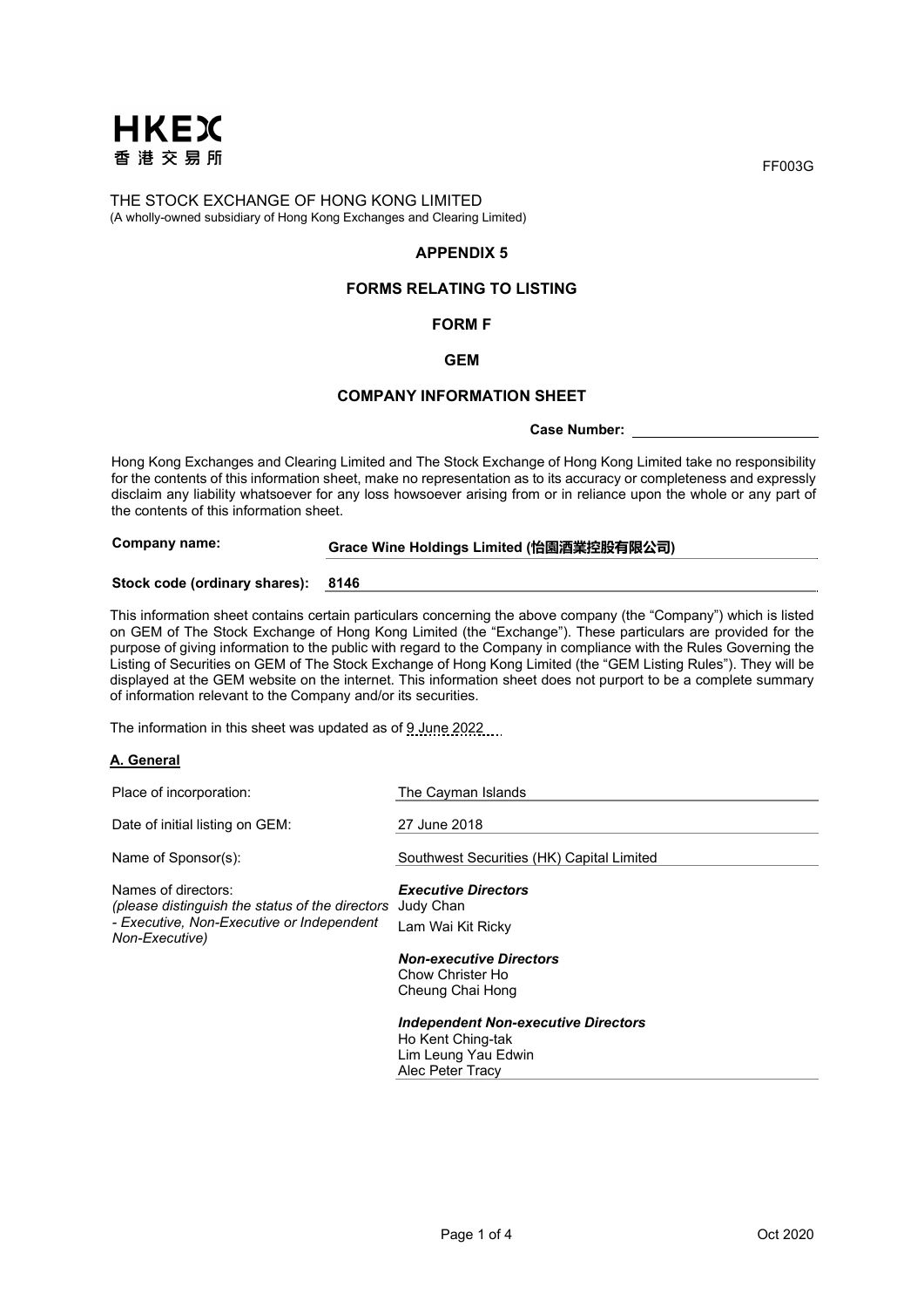HKEX 香港交易所

FF003G

THE STOCK EXCHANGE OF HONG KONG LIMITED
(A wholly-owned subsidiary of Hong Kong Exchanges and Clearing Limited)

**APPENDIX 5**

**FORMS RELATING TO LISTING**

**FORM F**

**GEM**

**COMPANY INFORMATION SHEET**

**Case Number:** ____________________

Hong Kong Exchanges and Clearing Limited and The Stock Exchange of Hong Kong Limited take no responsibility for the contents of this information sheet, make no representation as to its accuracy or completeness and expressly disclaim any liability whatsoever for any loss howsoever arising from or in reliance upon the whole or any part of the contents of this information sheet.

**Company name:** **Grace Wine Holdings Limited (怡園酒業控股有限公司)**

**Stock code (ordinary shares):** **8146**

This information sheet contains certain particulars concerning the above company (the "Company") which is listed on GEM of The Stock Exchange of Hong Kong Limited (the "Exchange"). These particulars are provided for the purpose of giving information to the public with regard to the Company in compliance with the Rules Governing the Listing of Securities on GEM of The Stock Exchange of Hong Kong Limited (the "GEM Listing Rules"). They will be displayed at the GEM website on the internet. This information sheet does not purport to be a complete summary of information relevant to the Company and/or its securities.

The information in this sheet was updated as of 9 June 2022

**A. General**

| | |
|---|---|
| Place of incorporation: | The Cayman Islands |
| Date of initial listing on GEM: | 27 June 2018 |
| Name of Sponsor(s): | Southwest Securities (HK) Capital Limited |
| Names of directors:<br>*(please distinguish the status of the directors - Executive, Non-Executive or Independent Non-Executive)* | ***Executive Directors***<br>Judy Chan<br>Lam Wai Kit Ricky<br><br>***Non-executive Directors***<br>Chow Christer Ho<br>Cheung Chai Hong<br><br>***Independent Non-executive Directors***<br>Ho Kent Ching-tak<br>Lim Leung Yau Edwin<br>Alec Peter Tracy |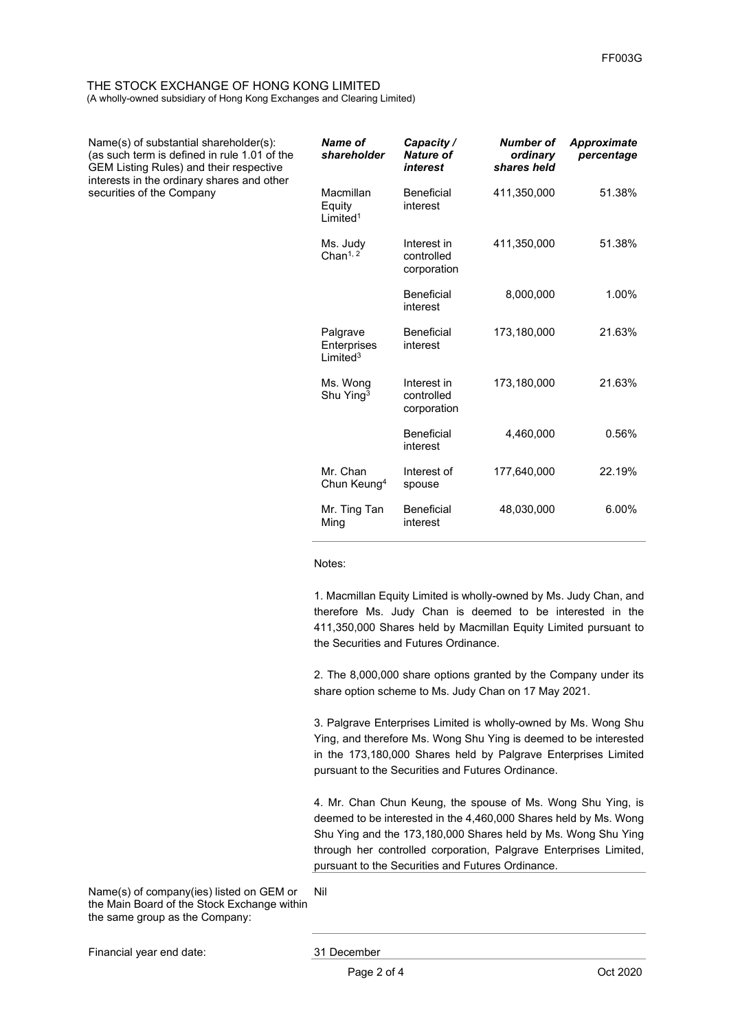FF003G

THE STOCK EXCHANGE OF HONG KONG LIMITED
(A wholly-owned subsidiary of Hong Kong Exchanges and Clearing Limited)

Name(s) of substantial shareholder(s): (as such term is defined in rule 1.01 of the GEM Listing Rules) and their respective interests in the ordinary shares and other securities of the Company

| ***Name of shareholder*** | ***Capacity / Nature of interest*** | ***Number of ordinary shares held*** | ***Approximate percentage*** |
|---|---|---|---|
| Macmillan Equity Limited[1] | Beneficial interest | 411,350,000 | 51.38% |
| Ms. Judy Chan[1, 2] | Interest in controlled corporation | 411,350,000 | 51.38% |
| | Beneficial interest | 8,000,000 | 1.00% |
| Palgrave Enterprises Limited[3] | Beneficial interest | 173,180,000 | 21.63% |
| Ms. Wong Shu Ying[3] | Interest in controlled corporation | 173,180,000 | 21.63% |
| | Beneficial interest | 4,460,000 | 0.56% |
| Mr. Chan Chun Keung[4] | Interest of spouse | 177,640,000 | 22.19% |
| Mr. Ting Tan Ming | Beneficial interest | 48,030,000 | 6.00% |

Notes:

1. Macmillan Equity Limited is wholly-owned by Ms. Judy Chan, and therefore Ms. Judy Chan is deemed to be interested in the 411,350,000 Shares held by Macmillan Equity Limited pursuant to the Securities and Futures Ordinance.

2. The 8,000,000 share options granted by the Company under its share option scheme to Ms. Judy Chan on 17 May 2021.

3. Palgrave Enterprises Limited is wholly-owned by Ms. Wong Shu Ying, and therefore Ms. Wong Shu Ying is deemed to be interested in the 173,180,000 Shares held by Palgrave Enterprises Limited pursuant to the Securities and Futures Ordinance.

4. Mr. Chan Chun Keung, the spouse of Ms. Wong Shu Ying, is deemed to be interested in the 4,460,000 Shares held by Ms. Wong Shu Ying and the 173,180,000 Shares held by Ms. Wong Shu Ying through her controlled corporation, Palgrave Enterprises Limited, pursuant to the Securities and Futures Ordinance.

Name(s) of company(ies) listed on GEM or the Main Board of the Stock Exchange within the same group as the Company: Nil

Financial year end date: 31 December

Oct 2020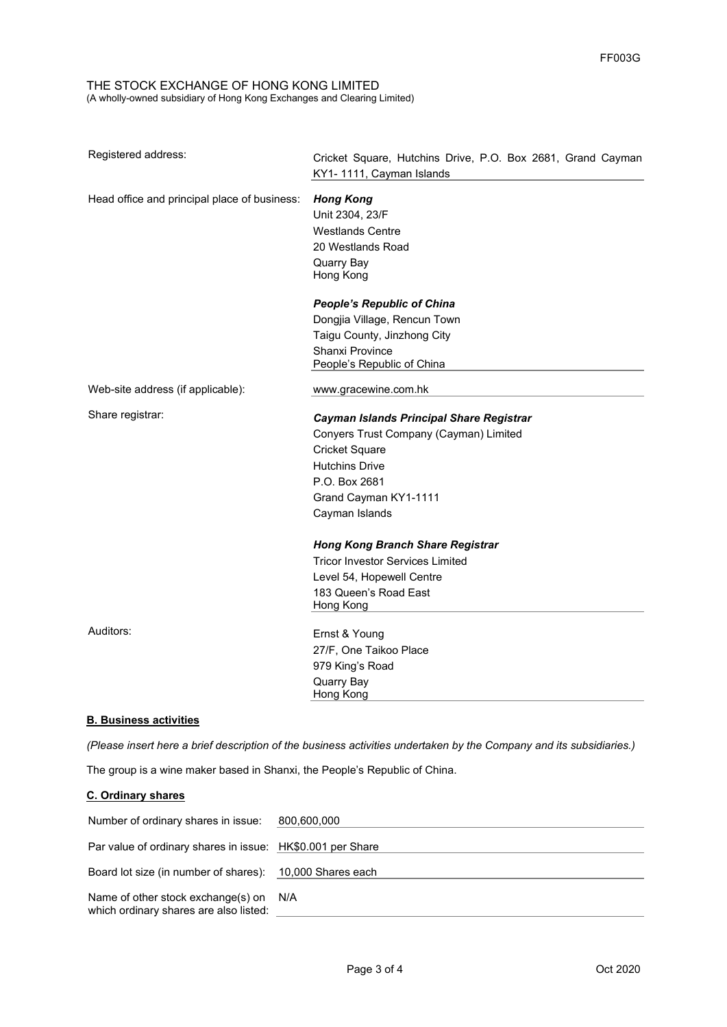FF003G

THE STOCK EXCHANGE OF HONG KONG LIMITED
(A wholly-owned subsidiary of Hong Kong Exchanges and Clearing Limited)

| | |
|---|---|
| Registered address: | Cricket Square, Hutchins Drive, P.O. Box 2681, Grand Cayman KY1- 1111, Cayman Islands |
| Head office and principal place of business: | ***Hong Kong***<br>Unit 2304, 23/F<br>Westlands Centre<br>20 Westlands Road<br>Quarry Bay<br>Hong Kong<br><br>***People's Republic of China***<br>Dongjia Village, Rencun Town<br>Taigu County, Jinzhong City<br>Shanxi Province<br>People's Republic of China |
| Web-site address (if applicable): | www.gracewine.com.hk |
| Share registrar: | ***Cayman Islands Principal Share Registrar***<br>Conyers Trust Company (Cayman) Limited<br>Cricket Square<br>Hutchins Drive<br>P.O. Box 2681<br>Grand Cayman KY1-1111<br>Cayman Islands<br><br>***Hong Kong Branch Share Registrar***<br>Tricor Investor Services Limited<br>Level 54, Hopewell Centre<br>183 Queen's Road East<br>Hong Kong |
| Auditors: | Ernst & Young<br>27/F, One Taikoo Place<br>979 King's Road<br>Quarry Bay<br>Hong Kong |

**B. Business activities**

*(Please insert here a brief description of the business activities undertaken by the Company and its subsidiaries.)*

The group is a wine maker based in Shanxi, the People's Republic of China.

**C. Ordinary shares**

| | |
|---|---|
| Number of ordinary shares in issue: | 800,600,000 |
| Par value of ordinary shares in issue: | HK$0.001 per Share |
| Board lot size (in number of shares): | 10,000 Shares each |
| Name of other stock exchange(s) on which ordinary shares are also listed: | N/A |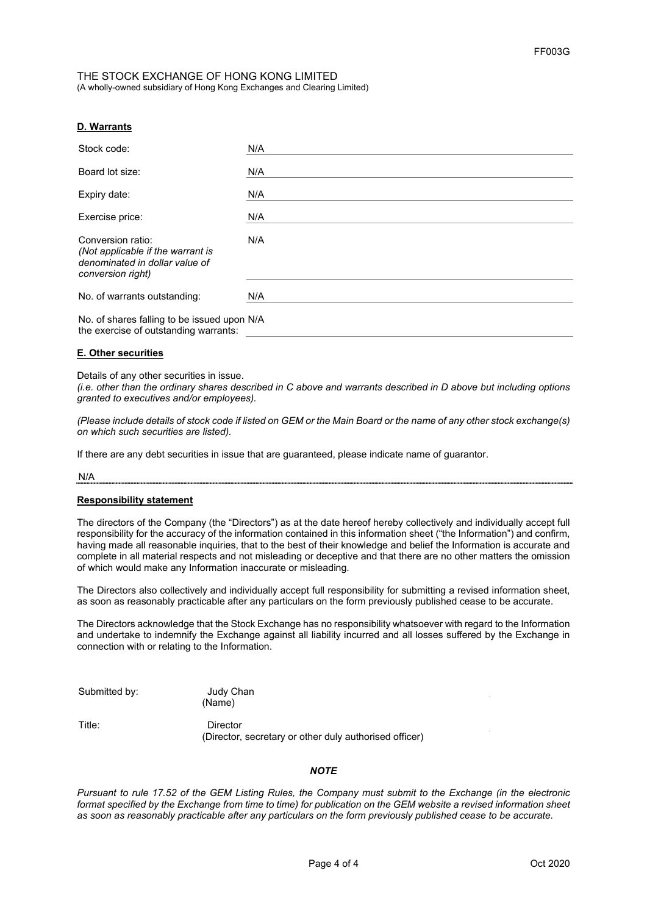THE STOCK EXCHANGE OF HONG KONG LIMITED
(A wholly-owned subsidiary of Hong Kong Exchanges and Clearing Limited)

**D. Warrants**

| | |
|---|---|
| Stock code: | N/A |
| Board lot size: | N/A |
| Expiry date: | N/A |
| Exercise price: | N/A |
| Conversion ratio: *(Not applicable if the warrant is denominated in dollar value of conversion right)* | N/A |
| No. of warrants outstanding: | N/A |
| No. of shares falling to be issued upon the exercise of outstanding warrants: | N/A |

**E. Other securities**

Details of any other securities in issue.
*(i.e. other than the ordinary shares described in C above and warrants described in D above but including options granted to executives and/or employees).*

*(Please include details of stock code if listed on GEM or the Main Board or the name of any other stock exchange(s) on which such securities are listed).*

If there are any debt securities in issue that are guaranteed, please indicate name of guarantor.

N/A

**Responsibility statement**

The directors of the Company (the "Directors") as at the date hereof hereby collectively and individually accept full responsibility for the accuracy of the information contained in this information sheet ("the Information") and confirm, having made all reasonable inquiries, that to the best of their knowledge and belief the Information is accurate and complete in all material respects and not misleading or deceptive and that there are no other matters the omission of which would make any Information inaccurate or misleading.

The Directors also collectively and individually accept full responsibility for submitting a revised information sheet, as soon as reasonably practicable after any particulars on the form previously published cease to be accurate.

The Directors acknowledge that the Stock Exchange has no responsibility whatsoever with regard to the Information and undertake to indemnify the Exchange against all liability incurred and all losses suffered by the Exchange in connection with or relating to the Information.

Submitted by: Judy Chan
(Name)

Title: Director
(Director, secretary or other duly authorised officer)

***NOTE***

*Pursuant to rule 17.52 of the GEM Listing Rules, the Company must submit to the Exchange (in the electronic format specified by the Exchange from time to time) for publication on the GEM website a revised information sheet as soon as reasonably practicable after any particulars on the form previously published cease to be accurate.*